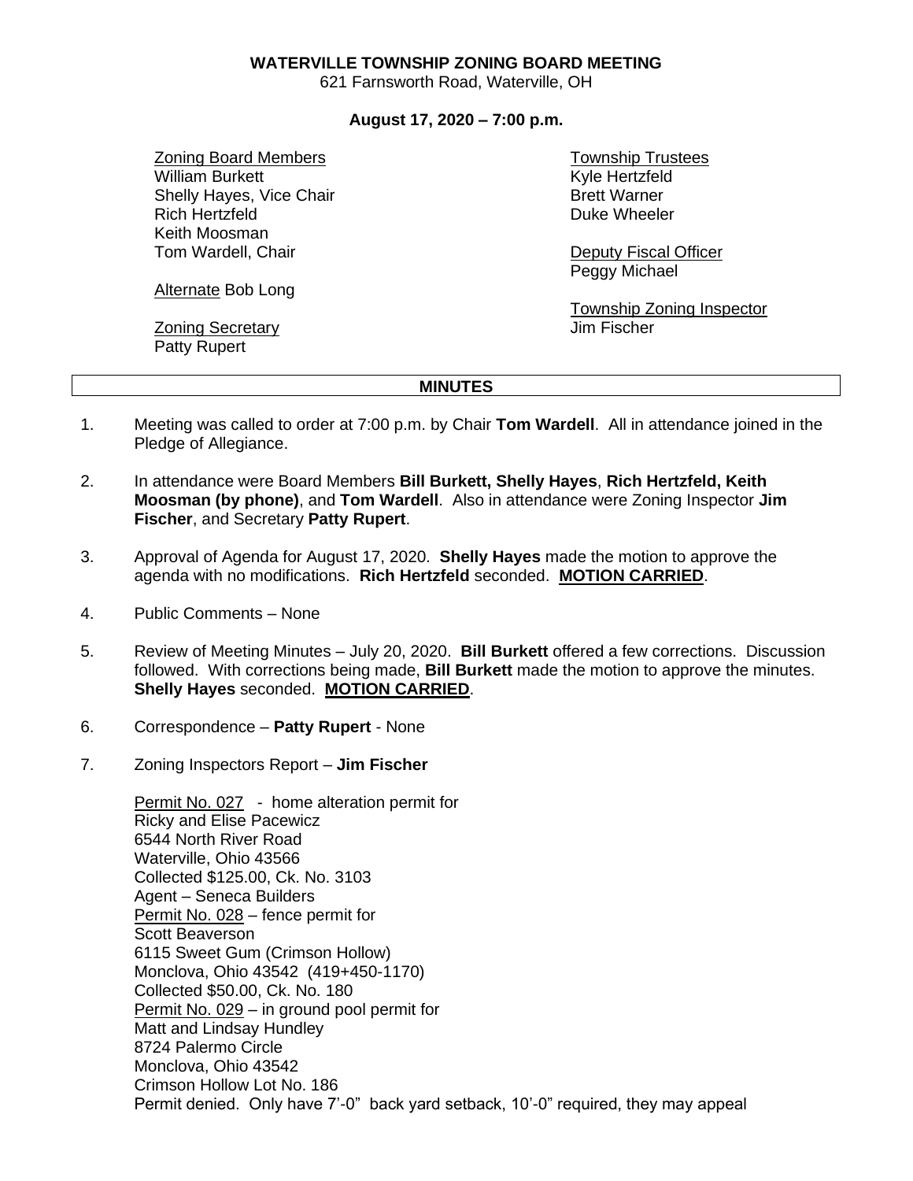**WATERVILLE TOWNSHIP ZONING BOARD MEETING**
621 Farnsworth Road, Waterville, OH

**August 17, 2020 – 7:00 p.m.**

Zoning Board Members
William Burkett
Shelly Hayes, Vice Chair
Rich Hertzfeld
Keith Moosman
Tom Wardell, Chair

Alternate Bob Long

Zoning Secretary
Patty Rupert

Township Trustees
Kyle Hertzfeld
Brett Warner
Duke Wheeler

Deputy Fiscal Officer
Peggy Michael

Township Zoning Inspector
Jim Fischer

## MINUTES

1. Meeting was called to order at 7:00 p.m. by Chair **Tom Wardell**. All in attendance joined in the Pledge of Allegiance.

2. In attendance were Board Members **Bill Burkett, Shelly Hayes**, **Rich Hertzfeld, Keith Moosman (by phone)**, and **Tom Wardell**. Also in attendance were Zoning Inspector **Jim Fischer**, and Secretary **Patty Rupert**.

3. Approval of Agenda for August 17, 2020. **Shelly Hayes** made the motion to approve the agenda with no modifications. **Rich Hertzfeld** seconded. **MOTION CARRIED**.

4. Public Comments – None

5. Review of Meeting Minutes – July 20, 2020. **Bill Burkett** offered a few corrections. Discussion followed. With corrections being made, **Bill Burkett** made the motion to approve the minutes. **Shelly Hayes** seconded. **MOTION CARRIED**.

6. Correspondence – **Patty Rupert** - None

7. Zoning Inspectors Report – **Jim Fischer**

   Permit No. 027 - home alteration permit for
   Ricky and Elise Pacewicz
   6544 North River Road
   Waterville, Ohio 43566
   Collected $125.00, Ck. No. 3103
   Agent – Seneca Builders
   Permit No. 028 – fence permit for
   Scott Beaverson
   6115 Sweet Gum (Crimson Hollow)
   Monclova, Ohio 43542 (419+450-1170)
   Collected $50.00, Ck. No. 180
   Permit No. 029 – in ground pool permit for
   Matt and Lindsay Hundley
   8724 Palermo Circle
   Monclova, Ohio 43542
   Crimson Hollow Lot No. 186
   Permit denied. Only have 7'-0" back yard setback, 10'-0" required, they may appeal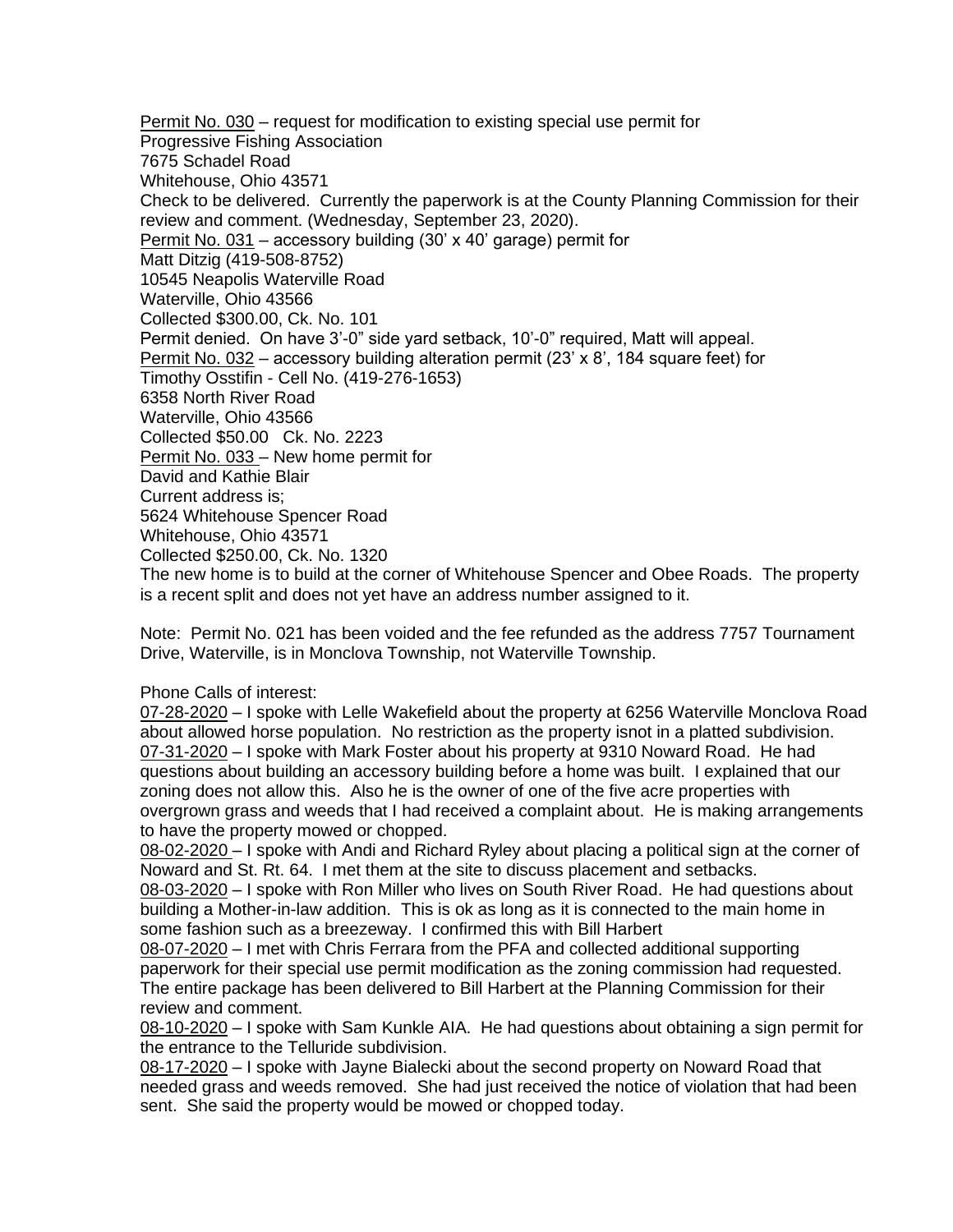Permit No. 030 – request for modification to existing special use permit for
Progressive Fishing Association
7675 Schadel Road
Whitehouse, Ohio 43571
Check to be delivered. Currently the paperwork is at the County Planning Commission for their review and comment. (Wednesday, September 23, 2020).
Permit No. 031 – accessory building (30' x 40' garage) permit for
Matt Ditzig (419-508-8752)
10545 Neapolis Waterville Road
Waterville, Ohio 43566
Collected $300.00, Ck. No. 101
Permit denied. On have 3'-0" side yard setback, 10'-0" required, Matt will appeal.
Permit No. 032 – accessory building alteration permit (23' x 8', 184 square feet) for
Timothy Osstifin - Cell No. (419-276-1653)
6358 North River Road
Waterville, Ohio 43566
Collected $50.00 Ck. No. 2223
Permit No. 033 – New home permit for
David and Kathie Blair
Current address is;
5624 Whitehouse Spencer Road
Whitehouse, Ohio 43571
Collected $250.00, Ck. No. 1320
The new home is to build at the corner of Whitehouse Spencer and Obee Roads. The property is a recent split and does not yet have an address number assigned to it.

Note: Permit No. 021 has been voided and the fee refunded as the address 7757 Tournament Drive, Waterville, is in Monclova Township, not Waterville Township.

Phone Calls of interest:
07-28-2020 – I spoke with Lelle Wakefield about the property at 6256 Waterville Monclova Road about allowed horse population. No restriction as the property isnot in a platted subdivision.
07-31-2020 – I spoke with Mark Foster about his property at 9310 Noward Road. He had questions about building an accessory building before a home was built. I explained that our zoning does not allow this. Also he is the owner of one of the five acre properties with overgrown grass and weeds that I had received a complaint about. He is making arrangements to have the property mowed or chopped.
08-02-2020 – I spoke with Andi and Richard Ryley about placing a political sign at the corner of Noward and St. Rt. 64. I met them at the site to discuss placement and setbacks.
08-03-2020 – I spoke with Ron Miller who lives on South River Road. He had questions about building a Mother-in-law addition. This is ok as long as it is connected to the main home in some fashion such as a breezeway. I confirmed this with Bill Harbert
08-07-2020 – I met with Chris Ferrara from the PFA and collected additional supporting paperwork for their special use permit modification as the zoning commission had requested. The entire package has been delivered to Bill Harbert at the Planning Commission for their review and comment.
08-10-2020 – I spoke with Sam Kunkle AIA. He had questions about obtaining a sign permit for the entrance to the Telluride subdivision.
08-17-2020 – I spoke with Jayne Bialecki about the second property on Noward Road that needed grass and weeds removed. She had just received the notice of violation that had been sent. She said the property would be mowed or chopped today.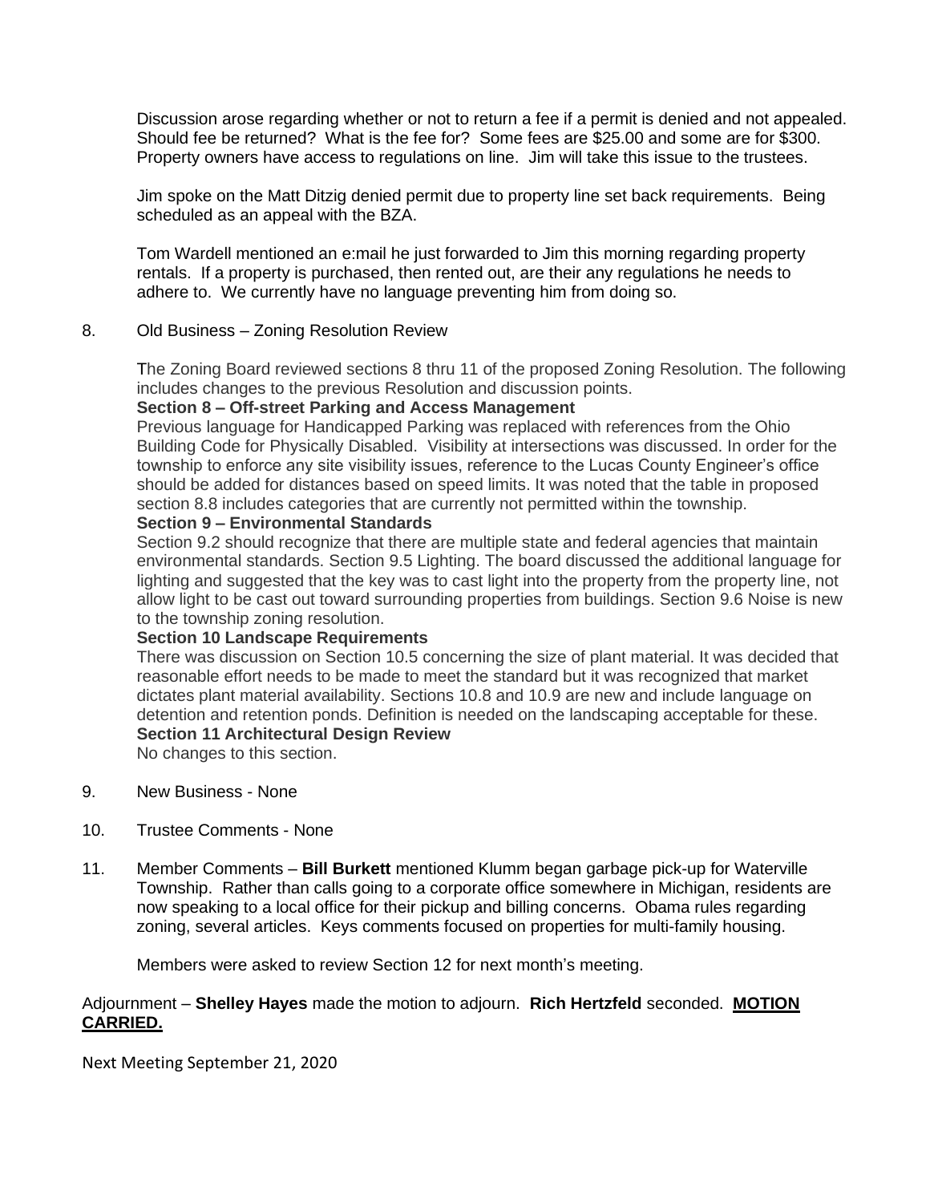Discussion arose regarding whether or not to return a fee if a permit is denied and not appealed. Should fee be returned? What is the fee for? Some fees are $25.00 and some are for $300. Property owners have access to regulations on line. Jim will take this issue to the trustees.

Jim spoke on the Matt Ditzig denied permit due to property line set back requirements. Being scheduled as an appeal with the BZA.

Tom Wardell mentioned an e:mail he just forwarded to Jim this morning regarding property rentals. If a property is purchased, then rented out, are their any regulations he needs to adhere to. We currently have no language preventing him from doing so.

8. Old Business – Zoning Resolution Review

The Zoning Board reviewed sections 8 thru 11 of the proposed Zoning Resolution. The following includes changes to the previous Resolution and discussion points.

**Section 8 – Off-street Parking and Access Management**

Previous language for Handicapped Parking was replaced with references from the Ohio Building Code for Physically Disabled. Visibility at intersections was discussed. In order for the township to enforce any site visibility issues, reference to the Lucas County Engineer's office should be added for distances based on speed limits. It was noted that the table in proposed section 8.8 includes categories that are currently not permitted within the township.

**Section 9 – Environmental Standards**

Section 9.2 should recognize that there are multiple state and federal agencies that maintain environmental standards. Section 9.5 Lighting. The board discussed the additional language for lighting and suggested that the key was to cast light into the property from the property line, not allow light to be cast out toward surrounding properties from buildings. Section 9.6 Noise is new to the township zoning resolution.

**Section 10 Landscape Requirements**

There was discussion on Section 10.5 concerning the size of plant material. It was decided that reasonable effort needs to be made to meet the standard but it was recognized that market dictates plant material availability. Sections 10.8 and 10.9 are new and include language on detention and retention ponds. Definition is needed on the landscaping acceptable for these.

**Section 11 Architectural Design Review**

No changes to this section.

9. New Business - None

10. Trustee Comments - None

11. Member Comments – **Bill Burkett** mentioned Klumm began garbage pick-up for Waterville Township. Rather than calls going to a corporate office somewhere in Michigan, residents are now speaking to a local office for their pickup and billing concerns. Obama rules regarding zoning, several articles. Keys comments focused on properties for multi-family housing.

Members were asked to review Section 12 for next month's meeting.

Adjournment – **Shelley Hayes** made the motion to adjourn. **Rich Hertzfeld** seconded. **MOTION CARRIED.**

Next Meeting September 21, 2020